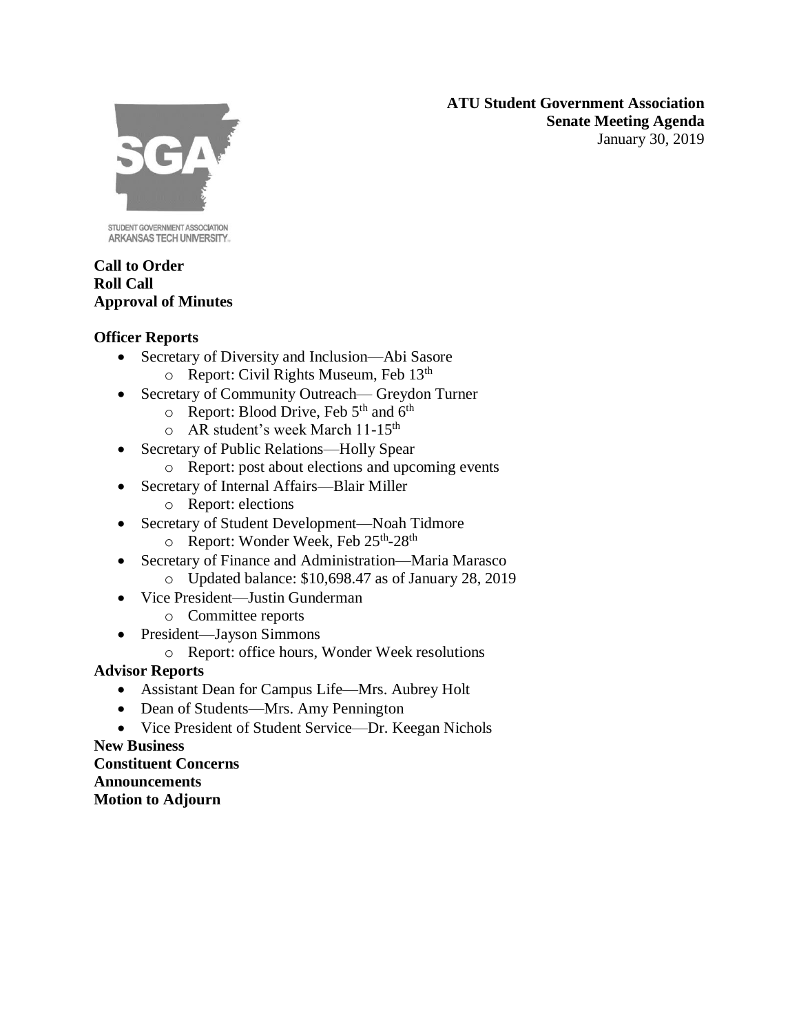**ATU Student Government Association**
**Senate Meeting Agenda**
January 30, 2019

STUDENT GOVERNMENT ASSOCIATION
ARKANSAS TECH UNIVERSITY

**Call to Order**
**Roll Call**
**Approval of Minutes**

**Officer Reports**

- Secretary of Diversity and Inclusion—Abi Sasore
  - Report: Civil Rights Museum, Feb 13th
- Secretary of Community Outreach— Greydon Turner
  - Report: Blood Drive, Feb 5th and 6th
  - AR student's week March 11-15th
- Secretary of Public Relations—Holly Spear
  - Report: post about elections and upcoming events
- Secretary of Internal Affairs—Blair Miller
  - Report: elections
- Secretary of Student Development—Noah Tidmore
  - Report: Wonder Week, Feb 25th-28th
- Secretary of Finance and Administration—Maria Marasco
  - Updated balance: $10,698.47 as of January 28, 2019
- Vice President—Justin Gunderman
  - Committee reports
- President—Jayson Simmons
  - Report: office hours, Wonder Week resolutions

**Advisor Reports**

- Assistant Dean for Campus Life—Mrs. Aubrey Holt
- Dean of Students—Mrs. Amy Pennington
- Vice President of Student Service—Dr. Keegan Nichols

**New Business**
**Constituent Concerns**
**Announcements**
**Motion to Adjourn**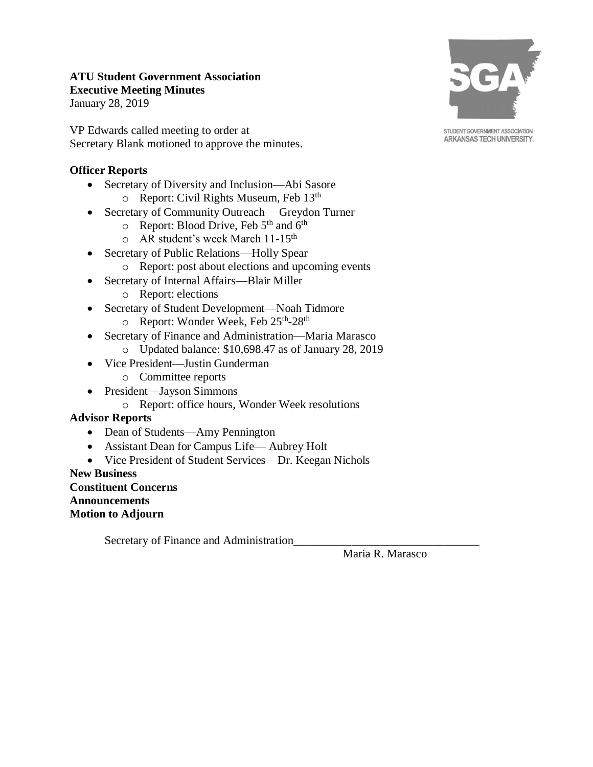**ATU Student Government Association**
**Executive Meeting Minutes**
January 28, 2019

STUDENT GOVERNMENT ASSOCIATION
ARKANSAS TECH UNIVERSITY

VP Edwards called meeting to order at
Secretary Blank motioned to approve the minutes.

**Officer Reports**

- Secretary of Diversity and Inclusion—Abi Sasore
  - Report: Civil Rights Museum, Feb 13th
- Secretary of Community Outreach— Greydon Turner
  - Report: Blood Drive, Feb 5th and 6th
  - AR student's week March 11-15th
- Secretary of Public Relations—Holly Spear
  - Report: post about elections and upcoming events
- Secretary of Internal Affairs—Blair Miller
  - Report: elections
- Secretary of Student Development—Noah Tidmore
  - Report: Wonder Week, Feb 25th-28th
- Secretary of Finance and Administration—Maria Marasco
  - Updated balance: $10,698.47 as of January 28, 2019
- Vice President—Justin Gunderman
  - Committee reports
- President—Jayson Simmons
  - Report: office hours, Wonder Week resolutions

**Advisor Reports**

- Dean of Students—Amy Pennington
- Assistant Dean for Campus Life— Aubrey Holt
- Vice President of Student Services—Dr. Keegan Nichols

**New Business**

**Constituent Concerns**

**Announcements**

**Motion to Adjourn**

Secretary of Finance and Administration________________________________
Maria R. Marasco